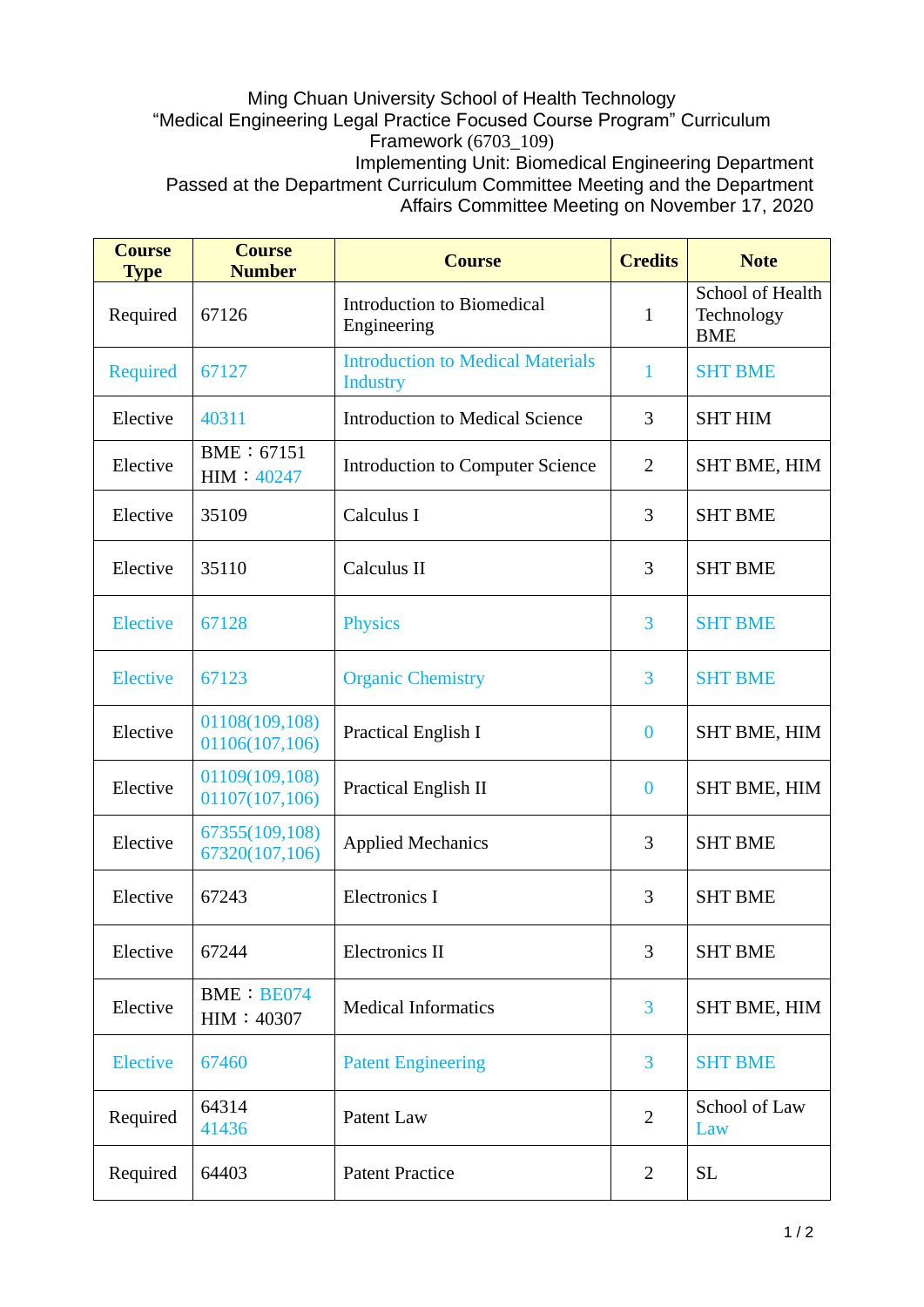Ming Chuan University School of Health Technology
"Medical Engineering Legal Practice Focused Course Program" Curriculum Framework (6703_109)

Implementing Unit: Biomedical Engineering Department
Passed at the Department Curriculum Committee Meeting and the Department Affairs Committee Meeting on November 17, 2020

| Course Type | Course Number | Course | Credits | Note |
|---|---|---|---|---|
| Required | 67126 | Introduction to Biomedical Engineering | 1 | School of Health Technology BME |
| Required | 67127 | Introduction to Medical Materials Industry | 1 | SHT BME |
| Elective | 40311 | Introduction to Medical Science | 3 | SHT HIM |
| Elective | BME：67151<br>HIM：40247 | Introduction to Computer Science | 2 | SHT BME, HIM |
| Elective | 35109 | Calculus I | 3 | SHT BME |
| Elective | 35110 | Calculus II | 3 | SHT BME |
| Elective | 67128 | Physics | 3 | SHT BME |
| Elective | 67123 | Organic Chemistry | 3 | SHT BME |
| Elective | 01108(109,108)<br>01106(107,106) | Practical English I | 0 | SHT BME, HIM |
| Elective | 01109(109,108)<br>01107(107,106) | Practical English II | 0 | SHT BME, HIM |
| Elective | 67355(109,108)<br>67320(107,106) | Applied Mechanics | 3 | SHT BME |
| Elective | 67243 | Electronics I | 3 | SHT BME |
| Elective | 67244 | Electronics II | 3 | SHT BME |
| Elective | BME：BE074<br>HIM：40307 | Medical Informatics | 3 | SHT BME, HIM |
| Elective | 67460 | Patent Engineering | 3 | SHT BME |
| Required | 64314<br>41436 | Patent Law | 2 | School of Law<br>Law |
| Required | 64403 | Patent Practice | 2 | SL |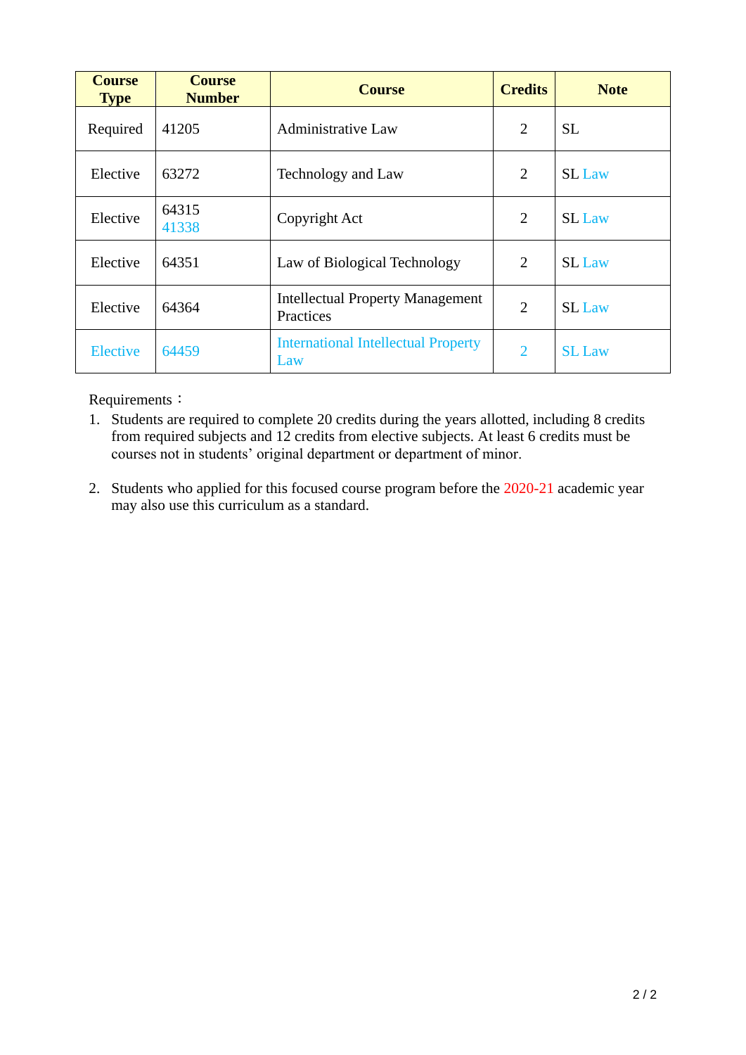| Course Type | Course Number | Course | Credits | Note |
|---|---|---|---|---|
| Required | 41205 | Administrative Law | 2 | SL |
| Elective | 63272 | Technology and Law | 2 | SL Law |
| Elective | 64315 41338 | Copyright Act | 2 | SL Law |
| Elective | 64351 | Law of Biological Technology | 2 | SL Law |
| Elective | 64364 | Intellectual Property Management Practices | 2 | SL Law |
| Elective | 64459 | International Intellectual Property Law | 2 | SL Law |

Requirements：

1. Students are required to complete 20 credits during the years allotted, including 8 credits from required subjects and 12 credits from elective subjects. At least 6 credits must be courses not in students' original department or department of minor.

2. Students who applied for this focused course program before the 2020-21 academic year may also use this curriculum as a standard.